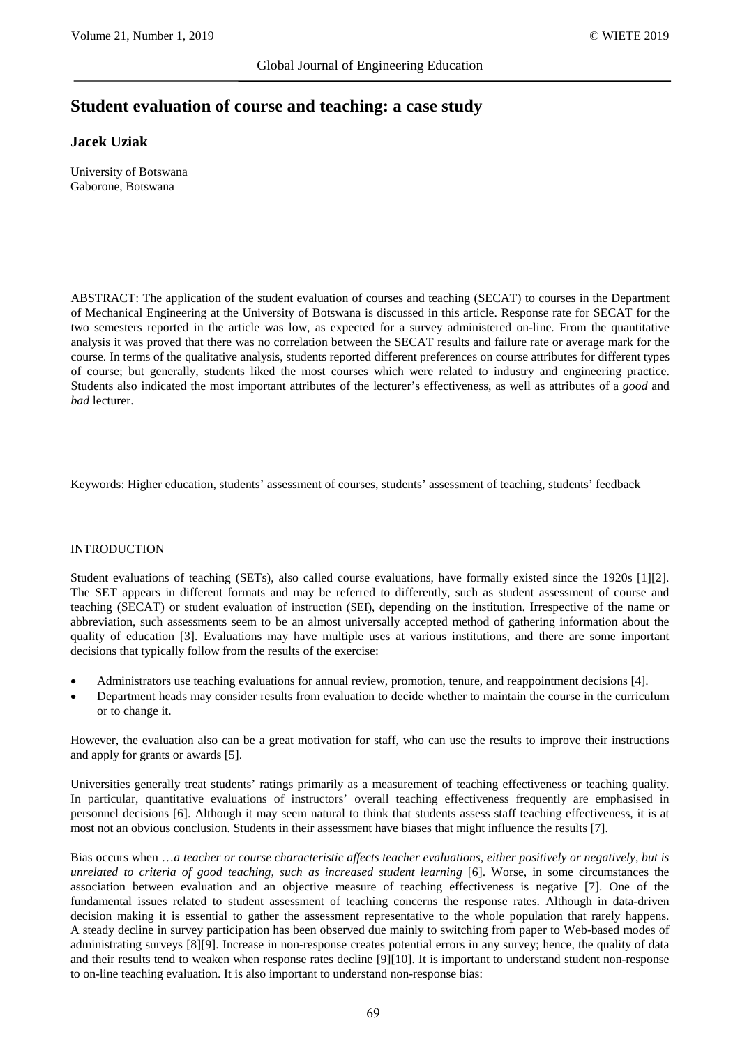# Student evaluation of course and teaching: a case study

**Jacek Uziak**

University of Botswana
Gaborone, Botswana

ABSTRACT: The application of the student evaluation of courses and teaching (SECAT) to courses in the Department of Mechanical Engineering at the University of Botswana is discussed in this article. Response rate for SECAT for the two semesters reported in the article was low, as expected for a survey administered on-line. From the quantitative analysis it was proved that there was no correlation between the SECAT results and failure rate or average mark for the course. In terms of the qualitative analysis, students reported different preferences on course attributes for different types of course; but generally, students liked the most courses which were related to industry and engineering practice. Students also indicated the most important attributes of the lecturer's effectiveness, as well as attributes of a *good* and *bad* lecturer.

Keywords: Higher education, students' assessment of courses, students' assessment of teaching, students' feedback

## INTRODUCTION

Student evaluations of teaching (SETs), also called course evaluations, have formally existed since the 1920s [1][2]. The SET appears in different formats and may be referred to differently, such as student assessment of course and teaching (SECAT) or student evaluation of instruction (SEI), depending on the institution. Irrespective of the name or abbreviation, such assessments seem to be an almost universally accepted method of gathering information about the quality of education [3]. Evaluations may have multiple uses at various institutions, and there are some important decisions that typically follow from the results of the exercise:

- Administrators use teaching evaluations for annual review, promotion, tenure, and reappointment decisions [4].
- Department heads may consider results from evaluation to decide whether to maintain the course in the curriculum or to change it.

However, the evaluation also can be a great motivation for staff, who can use the results to improve their instructions and apply for grants or awards [5].

Universities generally treat students' ratings primarily as a measurement of teaching effectiveness or teaching quality. In particular, quantitative evaluations of instructors' overall teaching effectiveness frequently are emphasised in personnel decisions [6]. Although it may seem natural to think that students assess staff teaching effectiveness, it is at most not an obvious conclusion. Students in their assessment have biases that might influence the results [7].

Bias occurs when …*a teacher or course characteristic affects teacher evaluations, either positively or negatively, but is unrelated to criteria of good teaching, such as increased student learning* [6]. Worse, in some circumstances the association between evaluation and an objective measure of teaching effectiveness is negative [7]. One of the fundamental issues related to student assessment of teaching concerns the response rates. Although in data-driven decision making it is essential to gather the assessment representative to the whole population that rarely happens. A steady decline in survey participation has been observed due mainly to switching from paper to Web-based modes of administrating surveys [8][9]. Increase in non-response creates potential errors in any survey; hence, the quality of data and their results tend to weaken when response rates decline [9][10]. It is important to understand student non-response to on-line teaching evaluation. It is also important to understand non-response bias: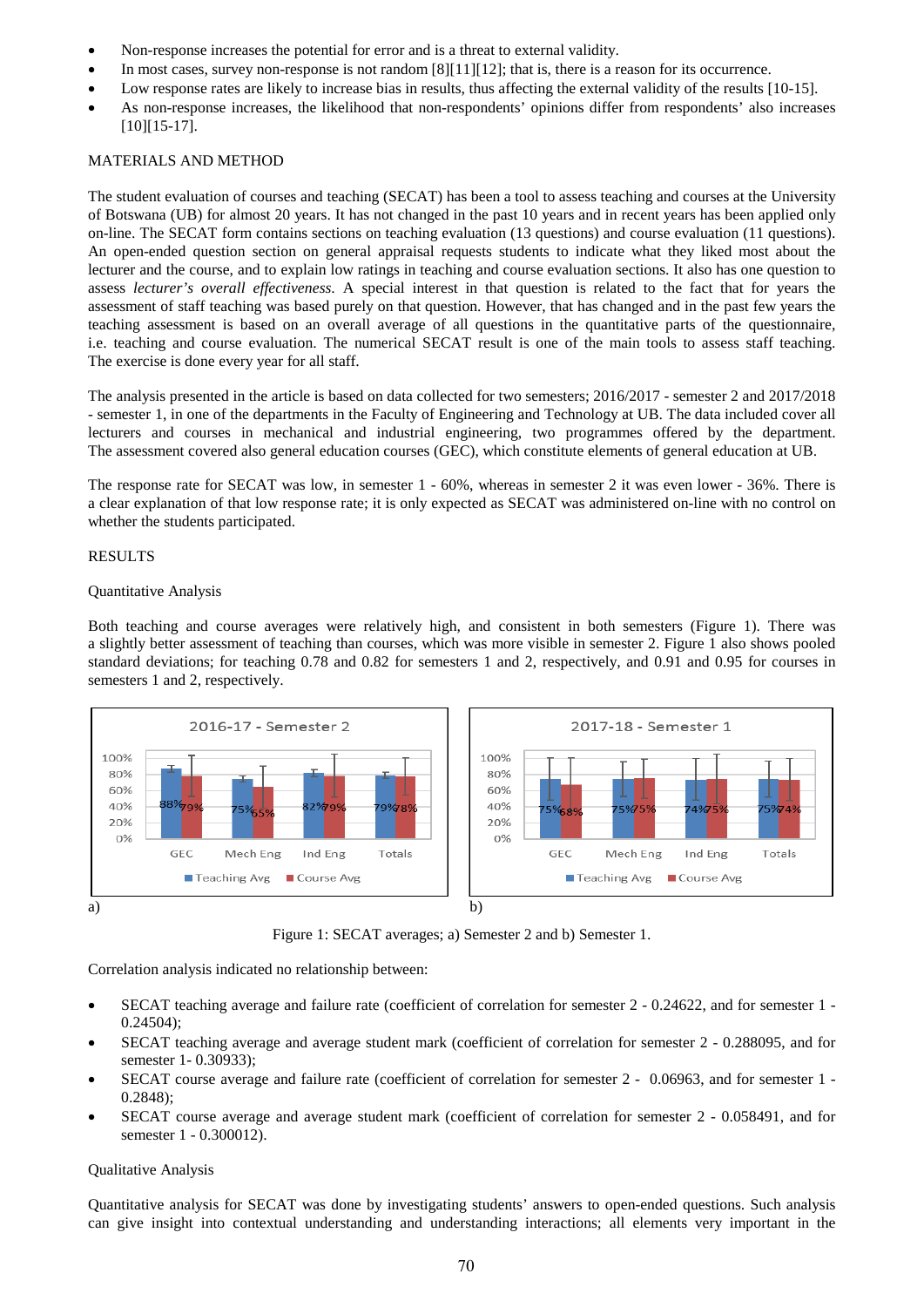- Non-response increases the potential for error and is a threat to external validity.
- In most cases, survey non-response is not random [8][11][12]; that is, there is a reason for its occurrence.
- Low response rates are likely to increase bias in results, thus affecting the external validity of the results [10-15].
- As non-response increases, the likelihood that non-respondents' opinions differ from respondents' also increases [10][15-17].

## MATERIALS AND METHOD

The student evaluation of courses and teaching (SECAT) has been a tool to assess teaching and courses at the University of Botswana (UB) for almost 20 years. It has not changed in the past 10 years and in recent years has been applied only on-line. The SECAT form contains sections on teaching evaluation (13 questions) and course evaluation (11 questions). An open-ended question section on general appraisal requests students to indicate what they liked most about the lecturer and the course, and to explain low ratings in teaching and course evaluation sections. It also has one question to assess *lecturer's overall effectiveness*. A special interest in that question is related to the fact that for years the assessment of staff teaching was based purely on that question. However, that has changed and in the past few years the teaching assessment is based on an overall average of all questions in the quantitative parts of the questionnaire, i.e. teaching and course evaluation. The numerical SECAT result is one of the main tools to assess staff teaching. The exercise is done every year for all staff.

The analysis presented in the article is based on data collected for two semesters; 2016/2017 - semester 2 and 2017/2018 - semester 1, in one of the departments in the Faculty of Engineering and Technology at UB. The data included cover all lecturers and courses in mechanical and industrial engineering, two programmes offered by the department. The assessment covered also general education courses (GEC), which constitute elements of general education at UB.

The response rate for SECAT was low, in semester 1 - 60%, whereas in semester 2 it was even lower - 36%. There is a clear explanation of that low response rate; it is only expected as SECAT was administered on-line with no control on whether the students participated.

## RESULTS

### Quantitative Analysis

Both teaching and course averages were relatively high, and consistent in both semesters (Figure 1). There was a slightly better assessment of teaching than courses, which was more visible in semester 2. Figure 1 also shows pooled standard deviations; for teaching 0.78 and 0.82 for semesters 1 and 2, respectively, and 0.91 and 0.95 for courses in semesters 1 and 2, respectively.

a) 2016-17 - Semester 2

| | Teaching Avg | Course Avg |
|---|---|---|
| GEC | 88% | 79% |
| Mech Eng | 75% | 65% |
| Ind Eng | 82% | 79% |
| Totals | 79% | 78% |

b) 2017-18 - Semester 1

| | Teaching Avg | Course Avg |
|---|---|---|
| GEC | 75% | 68% |
| Mech Eng | 75% | 75% |
| Ind Eng | 74% | 75% |
| Totals | 75% | 74% |

Figure 1: SECAT averages; a) Semester 2 and b) Semester 1.

Correlation analysis indicated no relationship between:

- SECAT teaching average and failure rate (coefficient of correlation for semester 2 - 0.24622, and for semester 1 - 0.24504);
- SECAT teaching average and average student mark (coefficient of correlation for semester 2 - 0.288095, and for semester 1- 0.30933);
- SECAT course average and failure rate (coefficient of correlation for semester 2 - 0.06963, and for semester 1 - 0.2848);
- SECAT course average and average student mark (coefficient of correlation for semester 2 - 0.058491, and for semester 1 - 0.300012).

### Qualitative Analysis

Quantitative analysis for SECAT was done by investigating students' answers to open-ended questions. Such analysis can give insight into contextual understanding and understanding interactions; all elements very important in the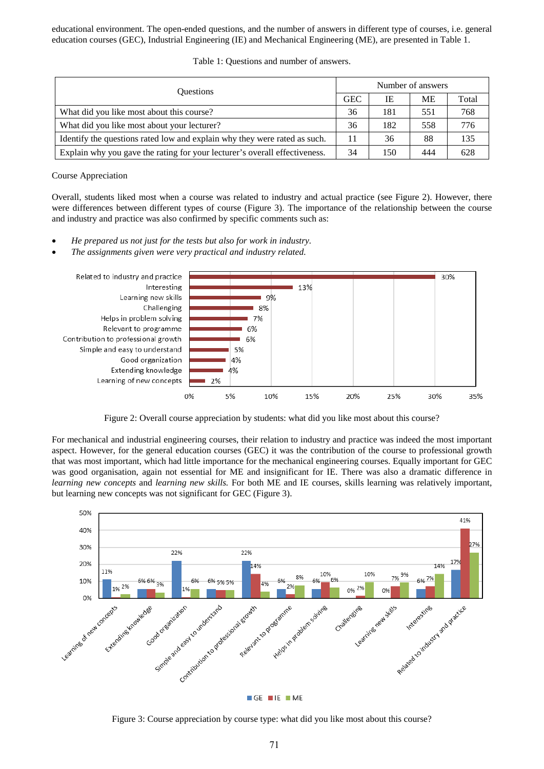educational environment. The open-ended questions, and the number of answers in different type of courses, i.e. general education courses (GEC), Industrial Engineering (IE) and Mechanical Engineering (ME), are presented in Table 1.

Table 1: Questions and number of answers.

| Questions | Number of answers | | | |
|---|---|---|---|---|
| | GEC | IE | ME | Total |
| What did you like most about this course? | 36 | 181 | 551 | 768 |
| What did you like most about your lecturer? | 36 | 182 | 558 | 776 |
| Identify the questions rated low and explain why they were rated as such. | 11 | 36 | 88 | 135 |
| Explain why you gave the rating for your lecturer's overall effectiveness. | 34 | 150 | 444 | 628 |

Course Appreciation

Overall, students liked most when a course was related to industry and actual practice (see Figure 2). However, there were differences between different types of course (Figure 3). The importance of the relationship between the course and industry and practice was also confirmed by specific comments such as:

- *He prepared us not just for the tests but also for work in industry.*
- *The assignments given were very practical and industry related.*

Figure 2: Overall course appreciation by students: what did you like most about this course?

For mechanical and industrial engineering courses, their relation to industry and practice was indeed the most important aspect. However, for the general education courses (GEC) it was the contribution of the course to professional growth that was most important, which had little importance for the mechanical engineering courses. Equally important for GEC was good organisation, again not essential for ME and insignificant for IE. There was also a dramatic difference in *learning new concepts* and *learning new skills.* For both ME and IE courses, skills learning was relatively important, but learning new concepts was not significant for GEC (Figure 3).

Figure 3: Course appreciation by course type: what did you like most about this course?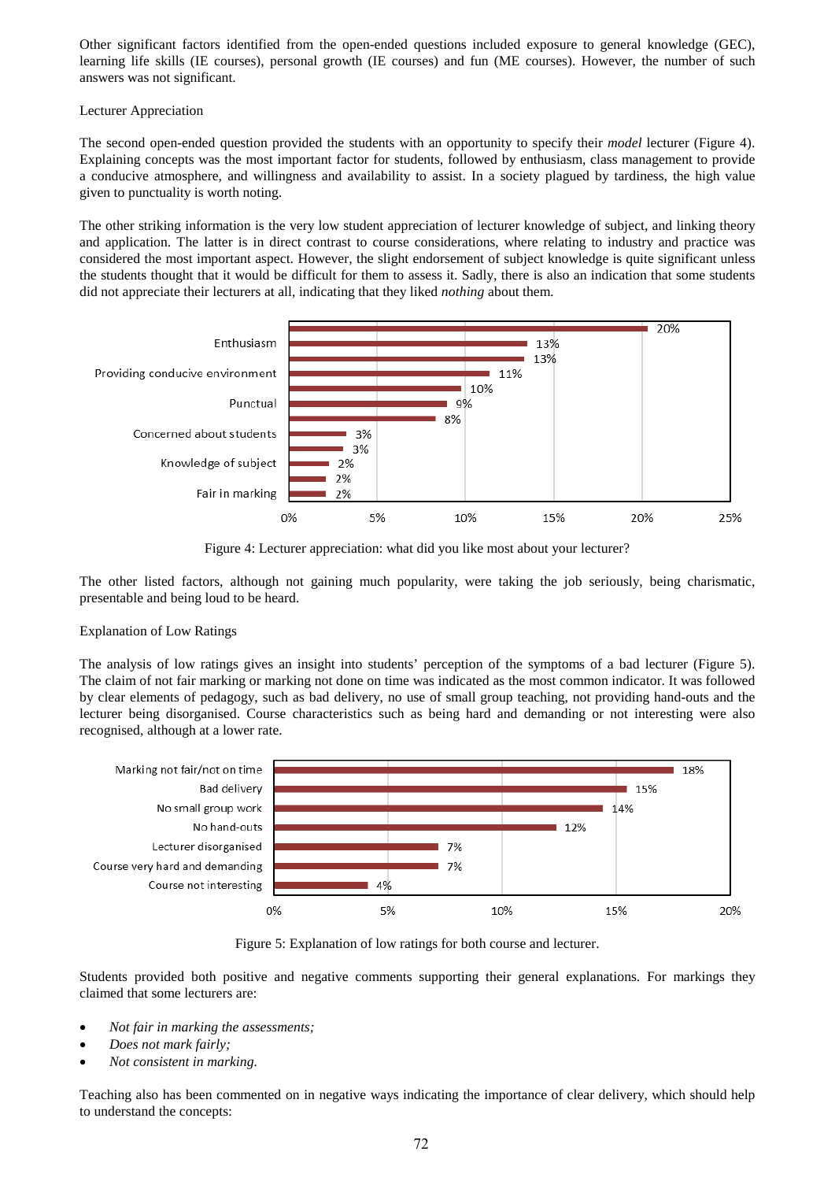Other significant factors identified from the open-ended questions included exposure to general knowledge (GEC), learning life skills (IE courses), personal growth (IE courses) and fun (ME courses). However, the number of such answers was not significant.

Lecturer Appreciation

The second open-ended question provided the students with an opportunity to specify their *model* lecturer (Figure 4). Explaining concepts was the most important factor for students, followed by enthusiasm, class management to provide a conducive atmosphere, and willingness and availability to assist. In a society plagued by tardiness, the high value given to punctuality is worth noting.

The other striking information is the very low student appreciation of lecturer knowledge of subject, and linking theory and application. The latter is in direct contrast to course considerations, where relating to industry and practice was considered the most important aspect. However, the slight endorsement of subject knowledge is quite significant unless the students thought that it would be difficult for them to assess it. Sadly, there is also an indication that some students did not appreciate their lecturers at all, indicating that they liked *nothing* about them.

| Category | Percentage |
|---|---|
| (unlabelled) | 20% |
| Enthusiasm | 13% |
| (unlabelled) | 13% |
| Providing conducive environment | 11% |
| (unlabelled) | 10% |
| Punctual | 9% |
| (unlabelled) | 8% |
| Concerned about students | 3% |
| (unlabelled) | 3% |
| Knowledge of subject | 2% |
| (unlabelled) | 2% |
| Fair in marking | 2% |

Figure 4: Lecturer appreciation: what did you like most about your lecturer?

The other listed factors, although not gaining much popularity, were taking the job seriously, being charismatic, presentable and being loud to be heard.

Explanation of Low Ratings

The analysis of low ratings gives an insight into students' perception of the symptoms of a bad lecturer (Figure 5). The claim of not fair marking or marking not done on time was indicated as the most common indicator. It was followed by clear elements of pedagogy, such as bad delivery, no use of small group teaching, not providing hand-outs and the lecturer being disorganised. Course characteristics such as being hard and demanding or not interesting were also recognised, although at a lower rate.

| Category | Percentage |
|---|---|
| Marking not fair/not on time | 18% |
| Bad delivery | 15% |
| No small group work | 14% |
| No hand-outs | 12% |
| Lecturer disorganised | 7% |
| Course very hard and demanding | 7% |
| Course not interesting | 4% |

Figure 5: Explanation of low ratings for both course and lecturer.

Students provided both positive and negative comments supporting their general explanations. For markings they claimed that some lecturers are:

- *Not fair in marking the assessments;*
- *Does not mark fairly;*
- *Not consistent in marking.*

Teaching also has been commented on in negative ways indicating the importance of clear delivery, which should help to understand the concepts: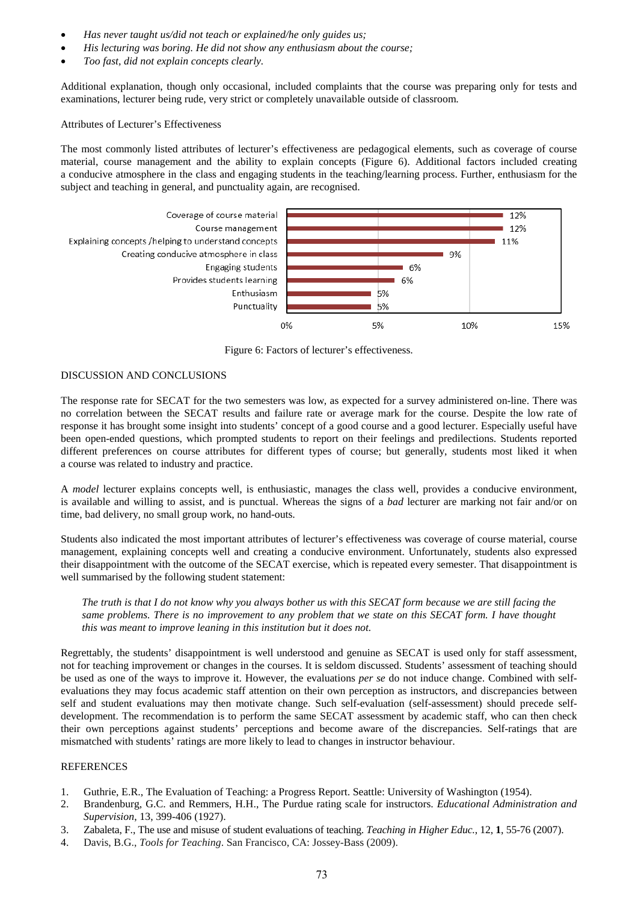- *Has never taught us/did not teach or explained/he only guides us;*
- *His lecturing was boring. He did not show any enthusiasm about the course;*
- *Too fast, did not explain concepts clearly.*

Additional explanation, though only occasional, included complaints that the course was preparing only for tests and examinations, lecturer being rude, very strict or completely unavailable outside of classroom.

Attributes of Lecturer's Effectiveness

The most commonly listed attributes of lecturer's effectiveness are pedagogical elements, such as coverage of course material, course management and the ability to explain concepts (Figure 6). Additional factors included creating a conducive atmosphere in the class and engaging students in the teaching/learning process. Further, enthusiasm for the subject and teaching in general, and punctuality again, are recognised.

| Factor | Percentage |
|---|---|
| Coverage of course material | 12% |
| Course management | 12% |
| Explaining concepts /helping to understand concepts | 11% |
| Creating conducive atmosphere in class | 9% |
| Engaging students | 6% |
| Provides students learning | 6% |
| Enthusiasm | 5% |
| Punctuality | 5% |

Figure 6: Factors of lecturer's effectiveness.

## DISCUSSION AND CONCLUSIONS

The response rate for SECAT for the two semesters was low, as expected for a survey administered on-line. There was no correlation between the SECAT results and failure rate or average mark for the course. Despite the low rate of response it has brought some insight into students' concept of a good course and a good lecturer. Especially useful have been open-ended questions, which prompted students to report on their feelings and predilections. Students reported different preferences on course attributes for different types of course; but generally, students most liked it when a course was related to industry and practice.

A *model* lecturer explains concepts well, is enthusiastic, manages the class well, provides a conducive environment, is available and willing to assist, and is punctual. Whereas the signs of a *bad* lecturer are marking not fair and/or on time, bad delivery, no small group work, no hand-outs.

Students also indicated the most important attributes of lecturer's effectiveness was coverage of course material, course management, explaining concepts well and creating a conducive environment. Unfortunately, students also expressed their disappointment with the outcome of the SECAT exercise, which is repeated every semester. That disappointment is well summarised by the following student statement:

> *The truth is that I do not know why you always bother us with this SECAT form because we are still facing the same problems. There is no improvement to any problem that we state on this SECAT form. I have thought this was meant to improve leaning in this institution but it does not.*

Regrettably, the students' disappointment is well understood and genuine as SECAT is used only for staff assessment, not for teaching improvement or changes in the courses. It is seldom discussed. Students' assessment of teaching should be used as one of the ways to improve it. However, the evaluations *per se* do not induce change. Combined with self-evaluations they may focus academic staff attention on their own perception as instructors, and discrepancies between self and student evaluations may then motivate change. Such self-evaluation (self-assessment) should precede self-development. The recommendation is to perform the same SECAT assessment by academic staff, who can then check their own perceptions against students' perceptions and become aware of the discrepancies. Self-ratings that are mismatched with students' ratings are more likely to lead to changes in instructor behaviour.

## REFERENCES

1. Guthrie, E.R., The Evaluation of Teaching: a Progress Report. Seattle: University of Washington (1954).
2. Brandenburg, G.C. and Remmers, H.H., The Purdue rating scale for instructors. *Educational Administration and Supervision*, 13, 399-406 (1927).
3. Zabaleta, F., The use and misuse of student evaluations of teaching. *Teaching in Higher Educ.*, 12, **1**, 55-76 (2007).
4. Davis, B.G., *Tools for Teaching*. San Francisco, CA: Jossey-Bass (2009).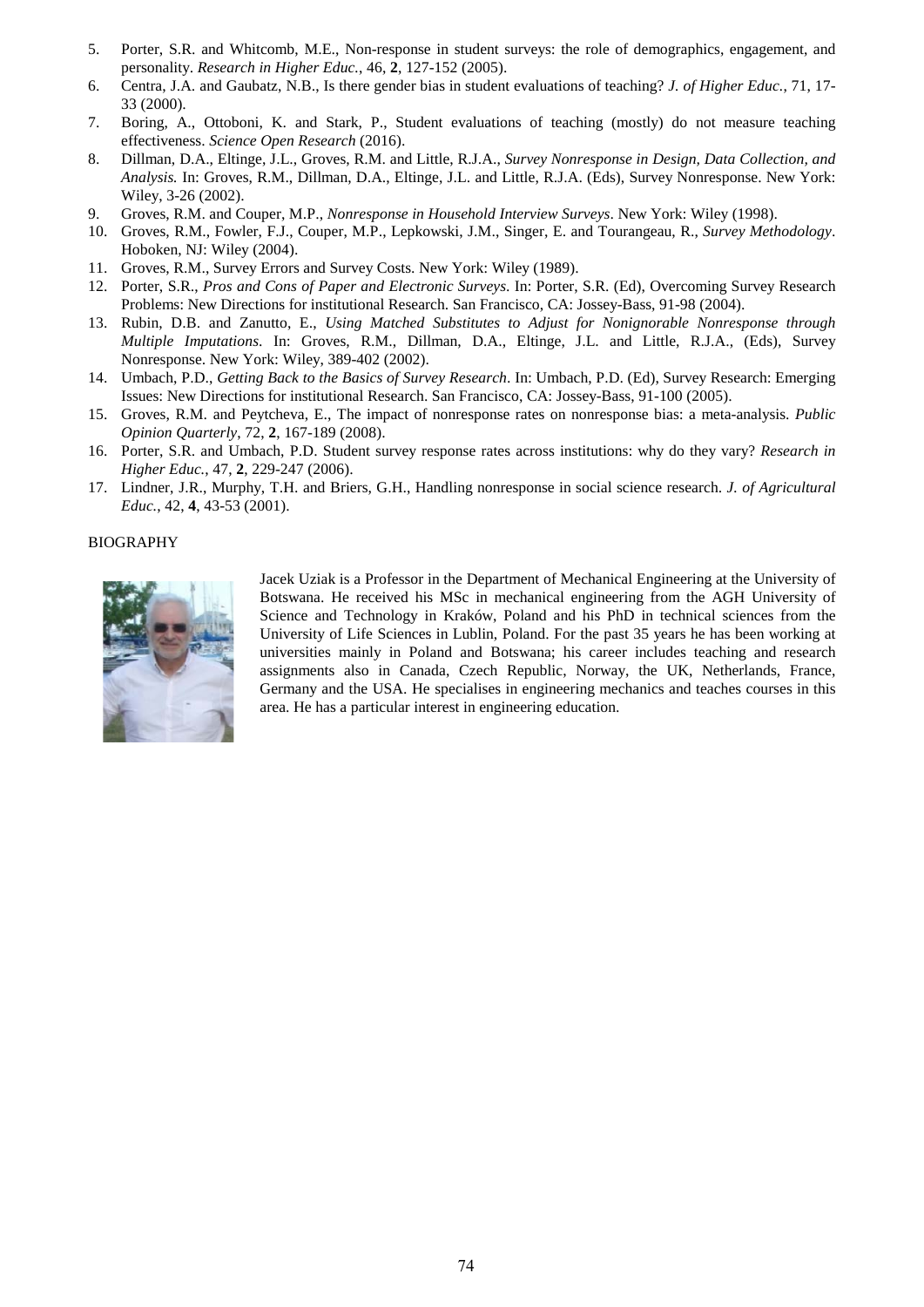5. Porter, S.R. and Whitcomb, M.E., Non-response in student surveys: the role of demographics, engagement, and personality. *Research in Higher Educ.*, 46, **2**, 127-152 (2005).
6. Centra, J.A. and Gaubatz, N.B., Is there gender bias in student evaluations of teaching? *J. of Higher Educ.*, 71, 17-33 (2000).
7. Boring, A., Ottoboni, K. and Stark, P., Student evaluations of teaching (mostly) do not measure teaching effectiveness. *Science Open Research* (2016).
8. Dillman, D.A., Eltinge, J.L., Groves, R.M. and Little, R.J.A., *Survey Nonresponse in Design, Data Collection, and Analysis.* In: Groves, R.M., Dillman, D.A., Eltinge, J.L. and Little, R.J.A. (Eds), Survey Nonresponse. New York: Wiley, 3-26 (2002).
9. Groves, R.M. and Couper, M.P., *Nonresponse in Household Interview Surveys*. New York: Wiley (1998).
10. Groves, R.M., Fowler, F.J., Couper, M.P., Lepkowski, J.M., Singer, E. and Tourangeau, R., *Survey Methodology*. Hoboken, NJ: Wiley (2004).
11. Groves, R.M., Survey Errors and Survey Costs. New York: Wiley (1989).
12. Porter, S.R., *Pros and Cons of Paper and Electronic Surveys*. In: Porter, S.R. (Ed), Overcoming Survey Research Problems: New Directions for institutional Research. San Francisco, CA: Jossey-Bass, 91-98 (2004).
13. Rubin, D.B. and Zanutto, E., *Using Matched Substitutes to Adjust for Nonignorable Nonresponse through Multiple Imputations*. In: Groves, R.M., Dillman, D.A., Eltinge, J.L. and Little, R.J.A., (Eds), Survey Nonresponse. New York: Wiley, 389-402 (2002).
14. Umbach, P.D., *Getting Back to the Basics of Survey Research*. In: Umbach, P.D. (Ed), Survey Research: Emerging Issues: New Directions for institutional Research. San Francisco, CA: Jossey-Bass, 91-100 (2005).
15. Groves, R.M. and Peytcheva, E., The impact of nonresponse rates on nonresponse bias: a meta-analysis. *Public Opinion Quarterly*, 72, **2**, 167-189 (2008).
16. Porter, S.R. and Umbach, P.D. Student survey response rates across institutions: why do they vary? *Research in Higher Educ.*, 47, **2**, 229-247 (2006).
17. Lindner, J.R., Murphy, T.H. and Briers, G.H., Handling nonresponse in social science research. *J. of Agricultural Educ.*, 42, **4**, 43-53 (2001).

BIOGRAPHY

Jacek Uziak is a Professor in the Department of Mechanical Engineering at the University of Botswana. He received his MSc in mechanical engineering from the AGH University of Science and Technology in Kraków, Poland and his PhD in technical sciences from the University of Life Sciences in Lublin, Poland. For the past 35 years he has been working at universities mainly in Poland and Botswana; his career includes teaching and research assignments also in Canada, Czech Republic, Norway, the UK, Netherlands, France, Germany and the USA. He specialises in engineering mechanics and teaches courses in this area. He has a particular interest in engineering education.